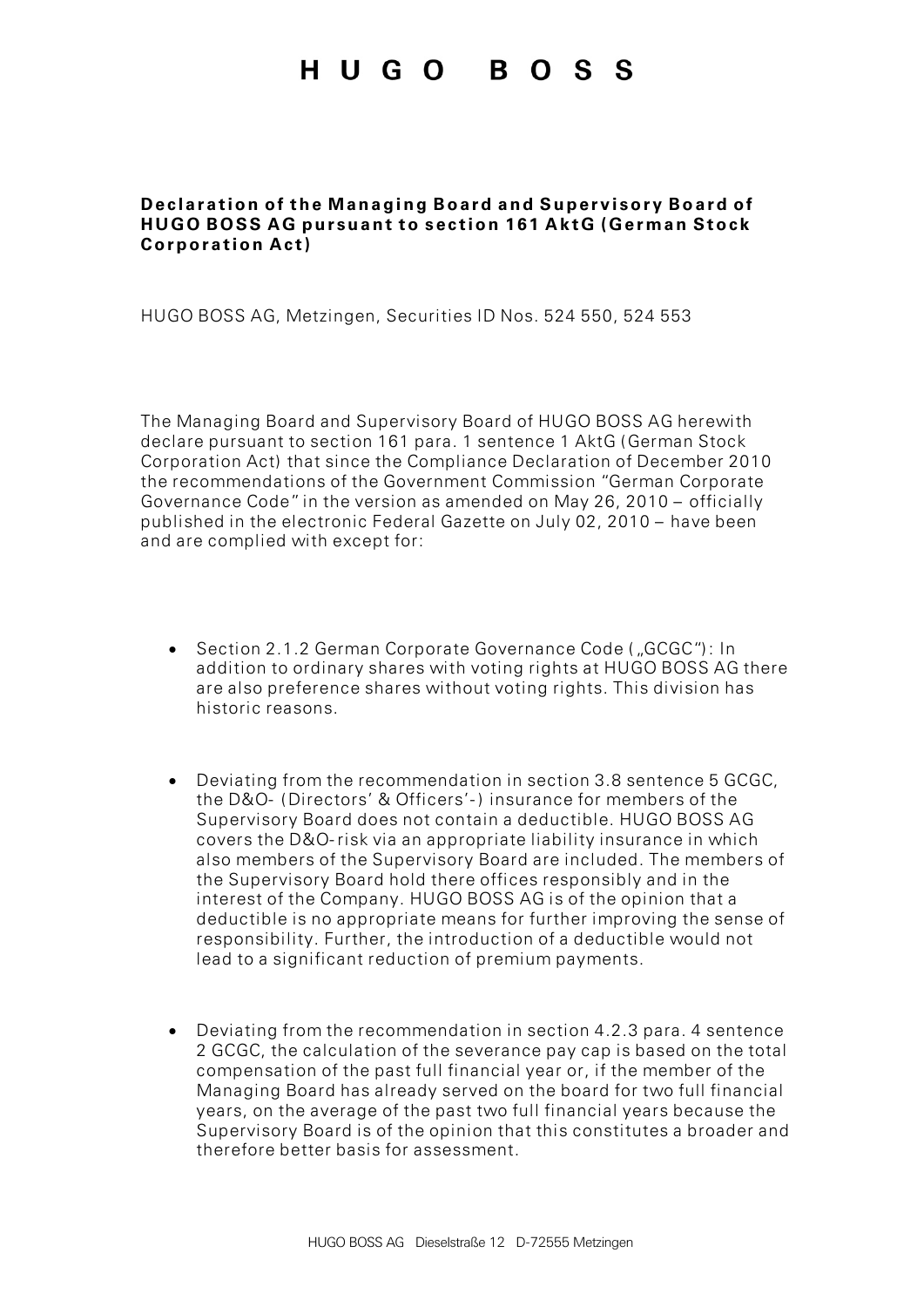# H U G O   B O S S

**Declaration of the Managing Board and Supervisory Board of HUGO BOSS AG pursuant to section 161 AktG (German Stock Corporation Act)**

HUGO BOSS AG, Metzingen, Securities ID Nos. 524 550, 524 553

The Managing Board and Supervisory Board of HUGO BOSS AG herewith declare pursuant to section 161 para. 1 sentence 1 AktG (German Stock Corporation Act) that since the Compliance Declaration of December 2010 the recommendations of the Government Commission "German Corporate Governance Code" in the version as amended on May 26, 2010 – officially published in the electronic Federal Gazette on July 02, 2010 – have been and are complied with except for:

- Section 2.1.2 German Corporate Governance Code („GCGC"): In addition to ordinary shares with voting rights at HUGO BOSS AG there are also preference shares without voting rights. This division has historic reasons.

- Deviating from the recommendation in section 3.8 sentence 5 GCGC, the D&O- (Directors' & Officers'-) insurance for members of the Supervisory Board does not contain a deductible. HUGO BOSS AG covers the D&O-risk via an appropriate liability insurance in which also members of the Supervisory Board are included. The members of the Supervisory Board hold there offices responsibly and in the interest of the Company. HUGO BOSS AG is of the opinion that a deductible is no appropriate means for further improving the sense of responsibility. Further, the introduction of a deductible would not lead to a significant reduction of premium payments.

- Deviating from the recommendation in section 4.2.3 para. 4 sentence 2 GCGC, the calculation of the severance pay cap is based on the total compensation of the past full financial year or, if the member of the Managing Board has already served on the board for two full financial years, on the average of the past two full financial years because the Supervisory Board is of the opinion that this constitutes a broader and therefore better basis for assessment.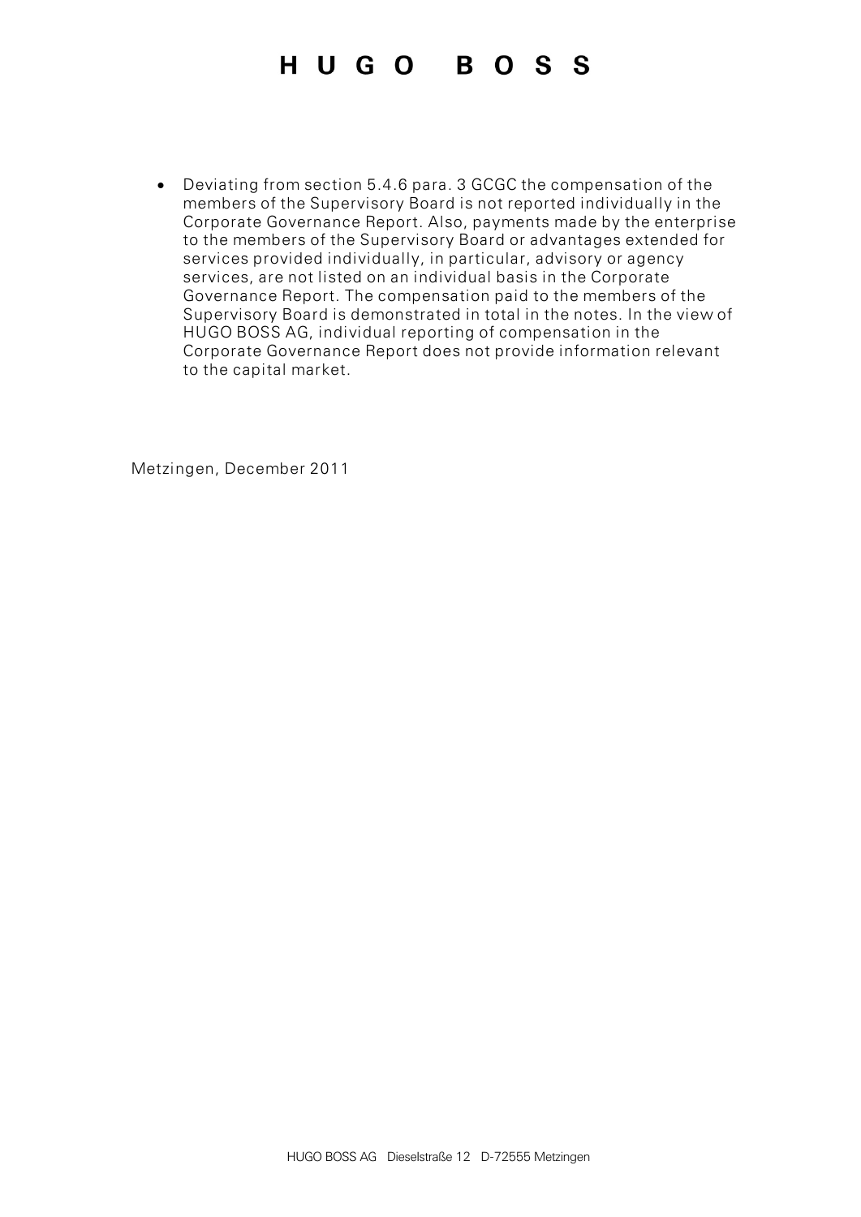- Deviating from section 5.4.6 para. 3 GCGC the compensation of the members of the Supervisory Board is not reported individually in the Corporate Governance Report. Also, payments made by the enterprise to the members of the Supervisory Board or advantages extended for services provided individually, in particular, advisory or agency services, are not listed on an individual basis in the Corporate Governance Report. The compensation paid to the members of the Supervisory Board is demonstrated in total in the notes. In the view of HUGO BOSS AG, individual reporting of compensation in the Corporate Governance Report does not provide information relevant to the capital market.

Metzingen, December 2011